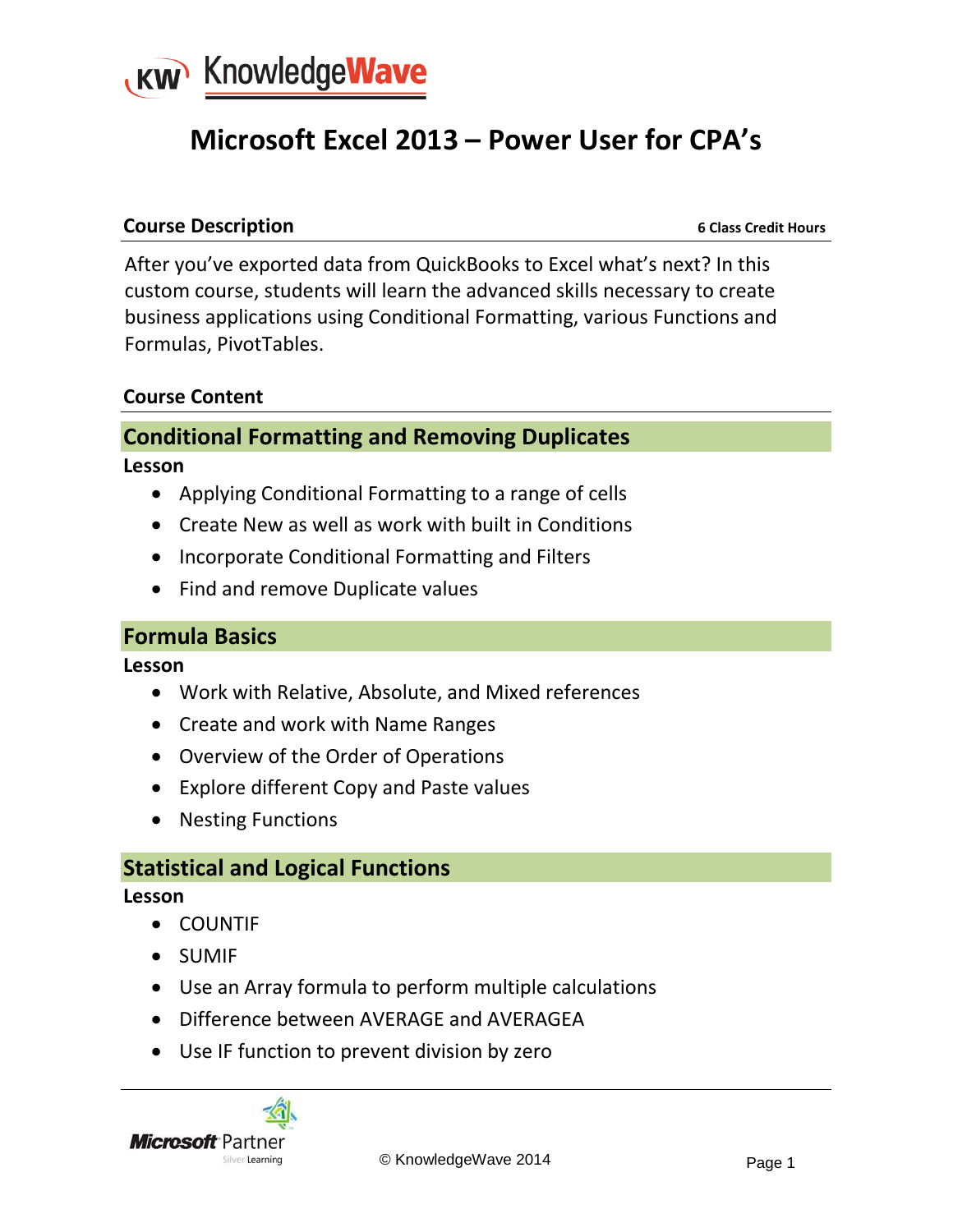# Microsoft Excel 2013 – Power User for CPA's

## Course Description

**6 Class Credit Hours**

After you've exported data from QuickBooks to Excel what's next? In this custom course, students will learn the advanced skills necessary to create business applications using Conditional Formatting, various Functions and Formulas, PivotTables.

## Course Content

### Conditional Formatting and Removing Duplicates

**Lesson**

- Applying Conditional Formatting to a range of cells
- Create New as well as work with built in Conditions
- Incorporate Conditional Formatting and Filters
- Find and remove Duplicate values

### Formula Basics

**Lesson**

- Work with Relative, Absolute, and Mixed references
- Create and work with Name Ranges
- Overview of the Order of Operations
- Explore different Copy and Paste values
- Nesting Functions

### Statistical and Logical Functions

**Lesson**

- COUNTIF
- SUMIF
- Use an Array formula to perform multiple calculations
- Difference between AVERAGE and AVERAGEA
- Use IF function to prevent division by zero

© KnowledgeWave 2014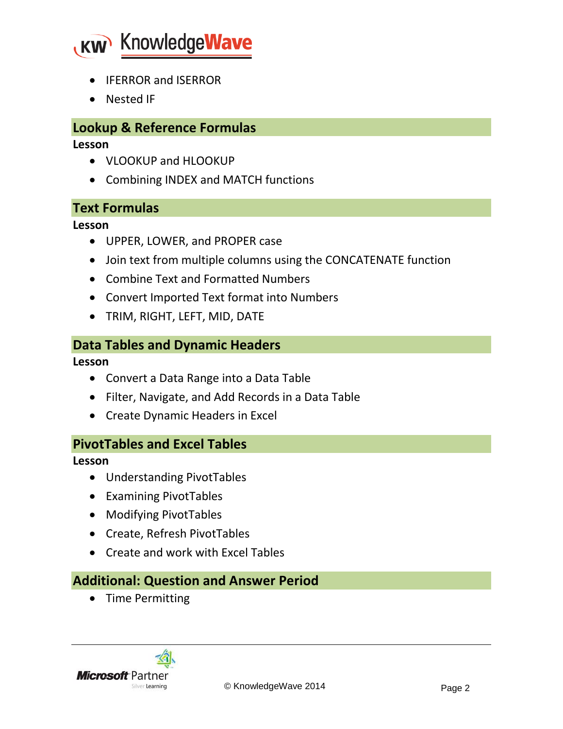- IFERROR and ISERROR
- Nested IF

## Lookup & Reference Formulas

**Lesson**

- VLOOKUP and HLOOKUP
- Combining INDEX and MATCH functions

## Text Formulas

**Lesson**

- UPPER, LOWER, and PROPER case
- Join text from multiple columns using the CONCATENATE function
- Combine Text and Formatted Numbers
- Convert Imported Text format into Numbers
- TRIM, RIGHT, LEFT, MID, DATE

## Data Tables and Dynamic Headers

**Lesson**

- Convert a Data Range into a Data Table
- Filter, Navigate, and Add Records in a Data Table
- Create Dynamic Headers in Excel

## PivotTables and Excel Tables

**Lesson**

- Understanding PivotTables
- Examining PivotTables
- Modifying PivotTables
- Create, Refresh PivotTables
- Create and work with Excel Tables

## Additional: Question and Answer Period

- Time Permitting